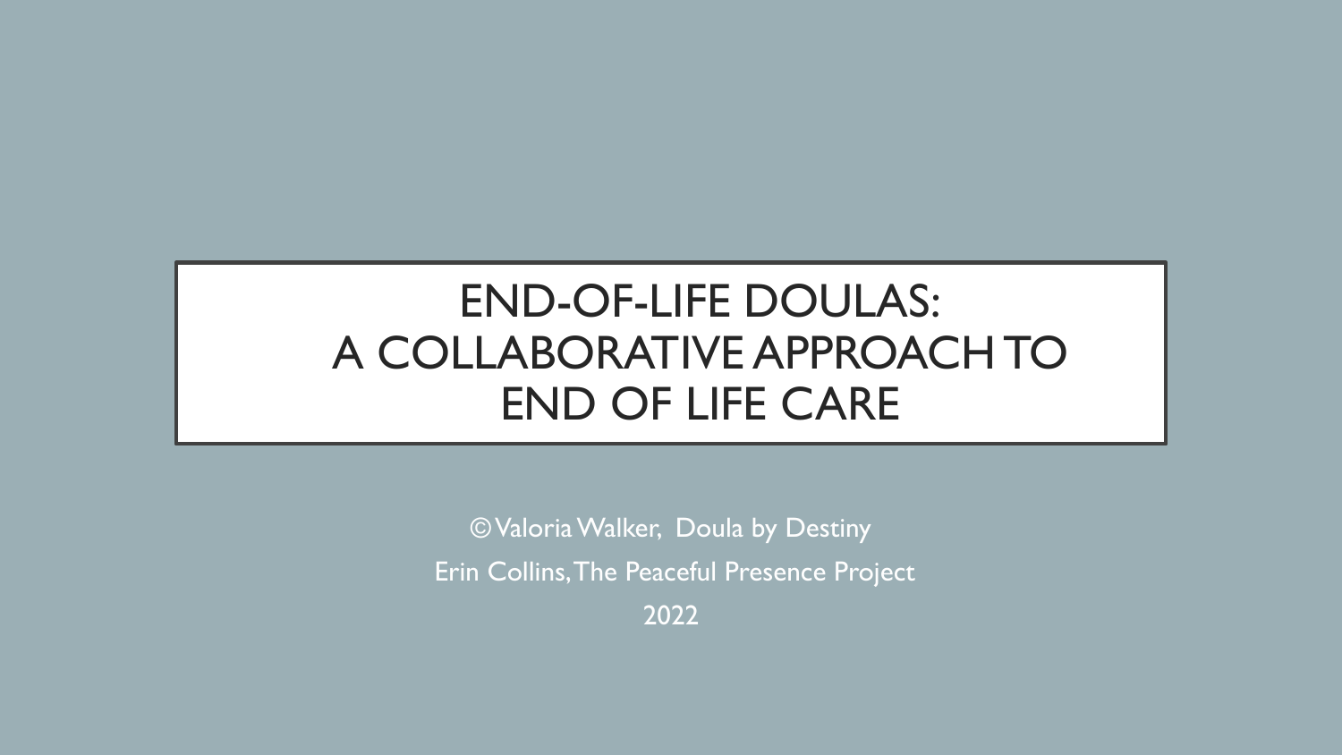# END-OF-LIFE DOULAS: A COLLABORATIVE APPROACH TO END OF LIFE CARE

© Valoria Walker, Doula by Destiny

Erin Collins, The Peaceful Presence Project

2022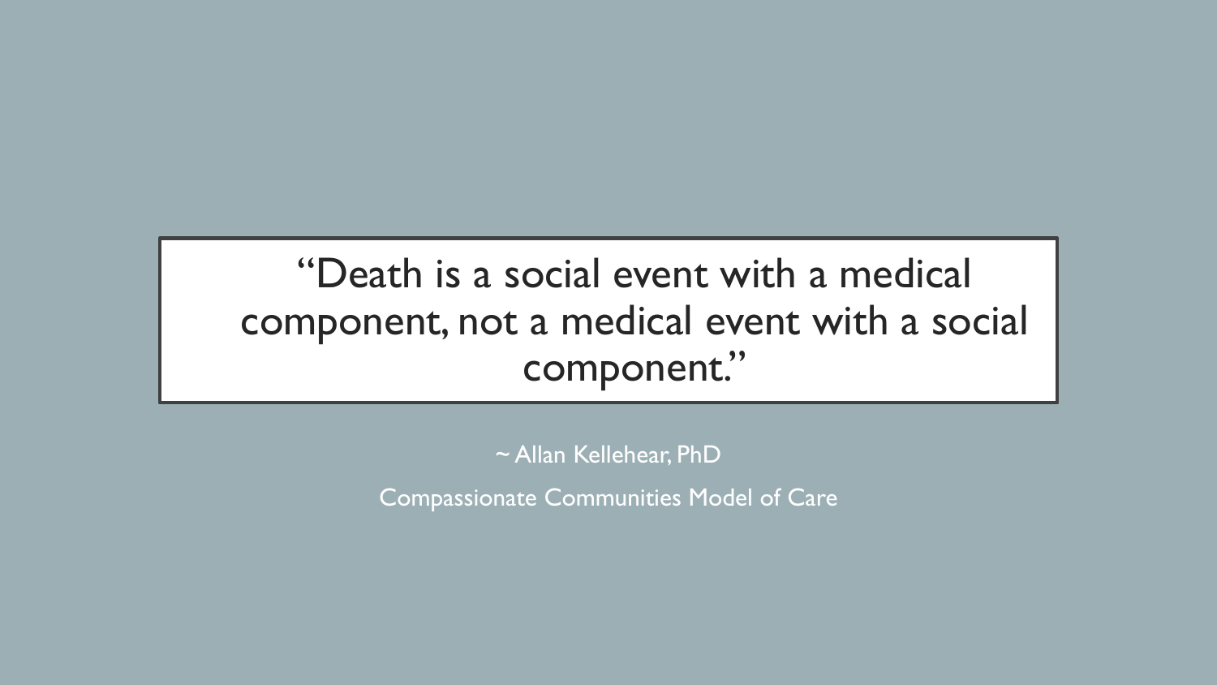> "Death is a social event with a medical component, not a medical event with a social component."

~ Allan Kellehear, PhD

Compassionate Communities Model of Care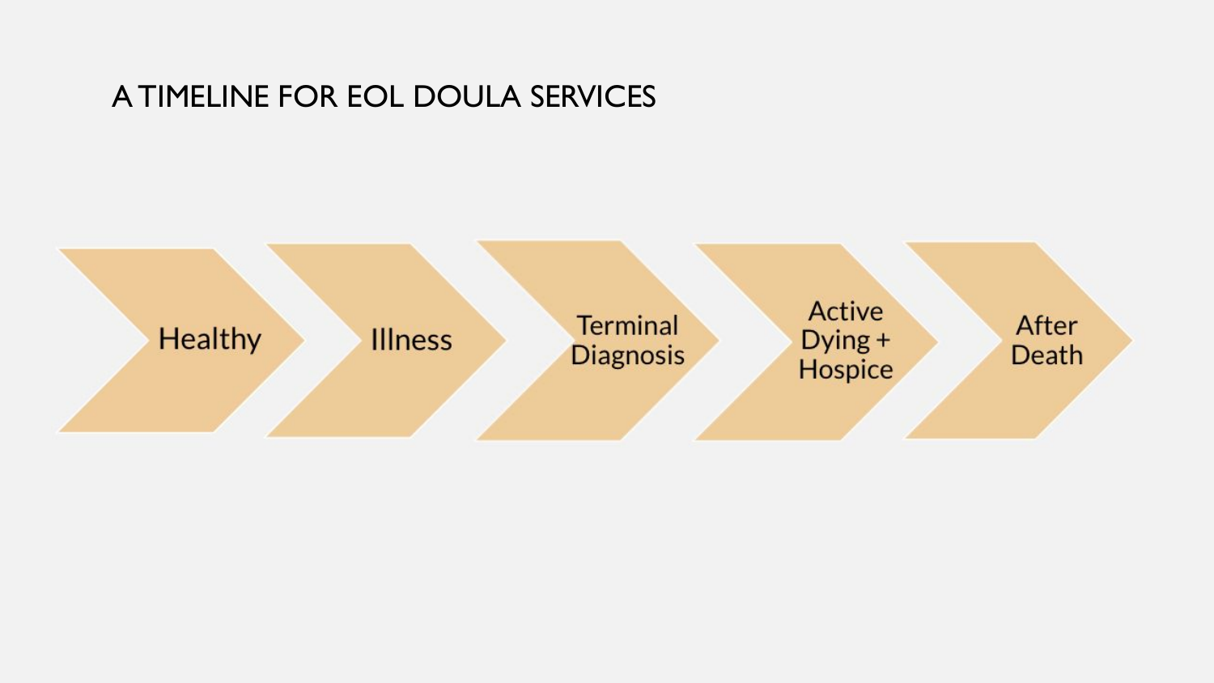# A TIMELINE FOR EOL DOULA SERVICES

Healthy → Illness → Terminal Diagnosis → Active Dying + Hospice → After Death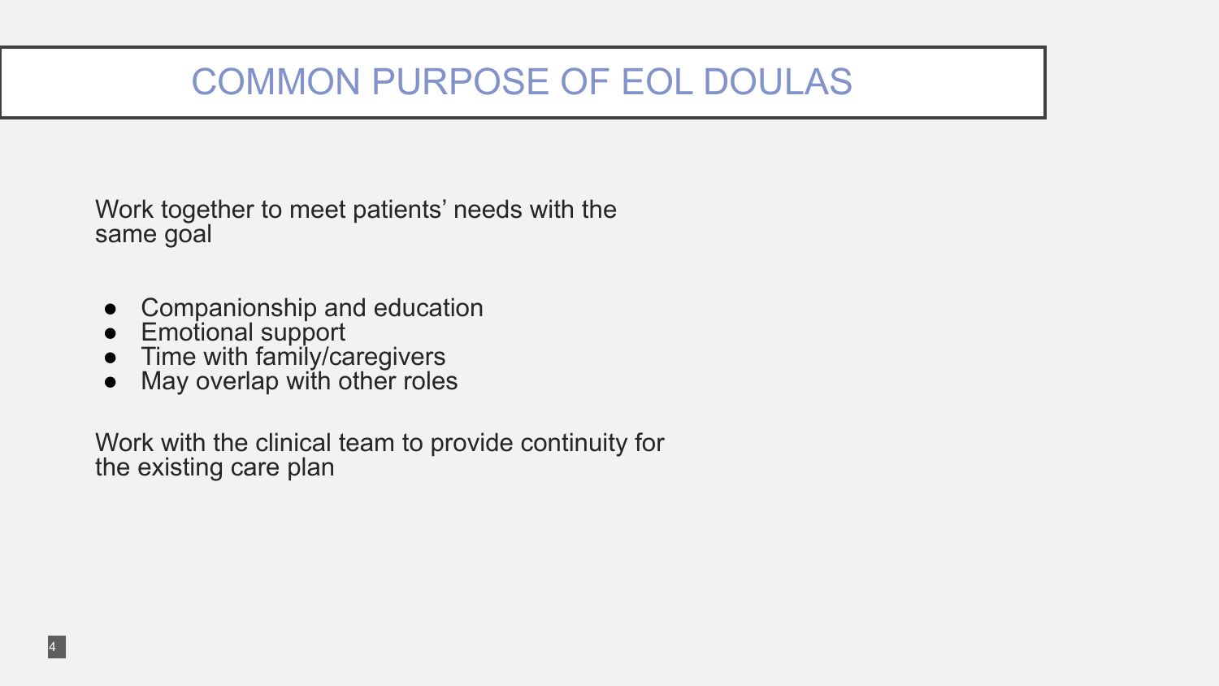# COMMON PURPOSE OF EOL DOULAS

Work together to meet patients' needs with the same goal

- Companionship and education
- Emotional support
- Time with family/caregivers
- May overlap with other roles

Work with the clinical team to provide continuity for the existing care plan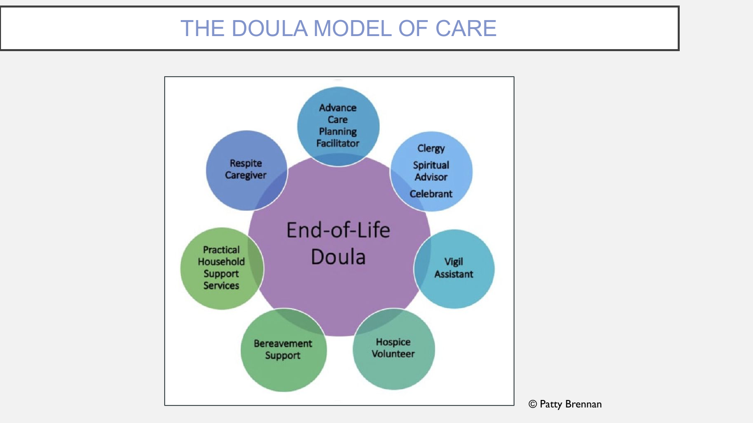# THE DOULA MODEL OF CARE

End-of-Life Doula

- Advance Care Planning Facilitator
- Clergy, Spiritual Advisor, Celebrant
- Vigil Assistant
- Hospice Volunteer
- Bereavement Support
- Practical Household Support Services
- Respite Caregiver

© Patty Brennan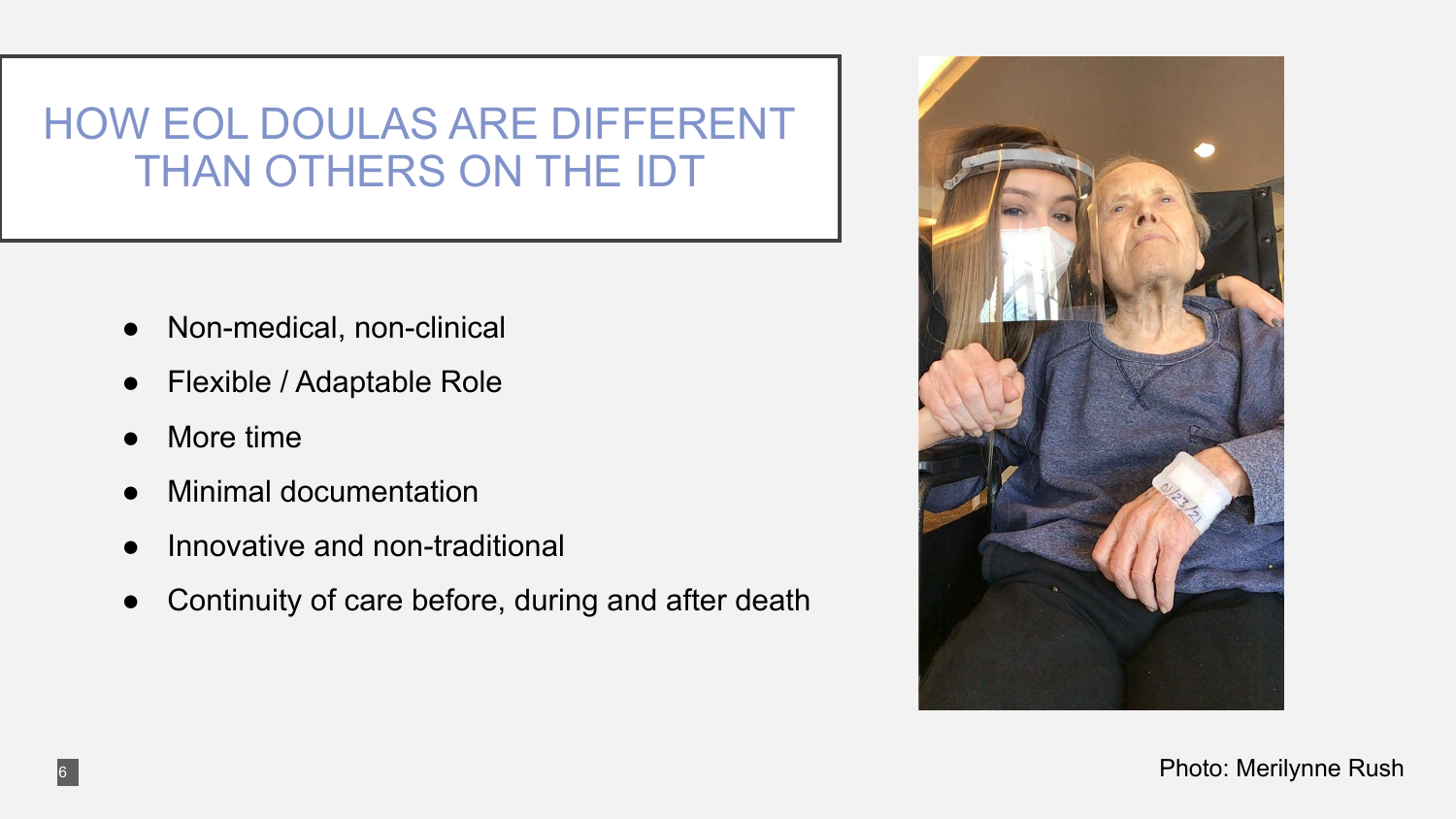# HOW EOL DOULAS ARE DIFFERENT THAN OTHERS ON THE IDT

- Non-medical, non-clinical
- Flexible / Adaptable Role
- More time
- Minimal documentation
- Innovative and non-traditional
- Continuity of care before, during and after death

Photo: Merilynne Rush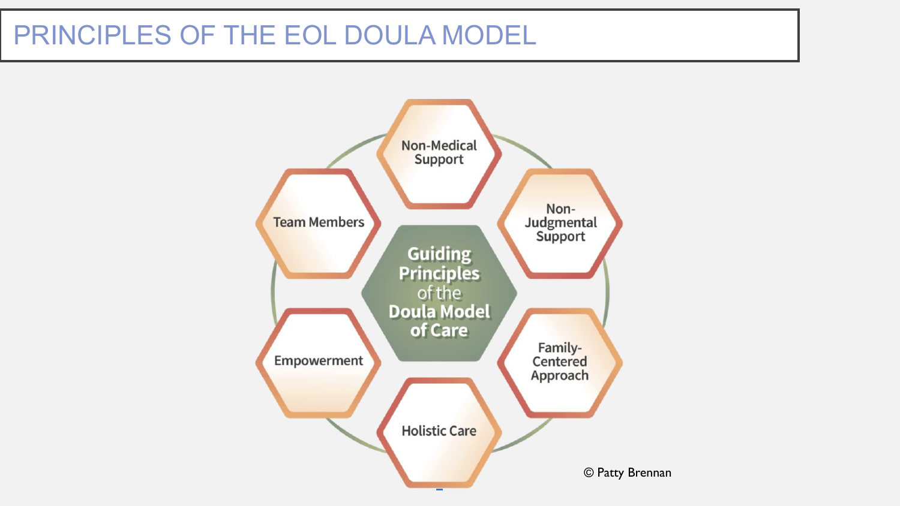# PRINCIPLES OF THE EOL DOULA MODEL

**Guiding Principles of the Doula Model of Care**

- Non-Medical Support
- Non-Judgmental Support
- Family-Centered Approach
- Holistic Care
- Empowerment
- Team Members

© Patty Brennan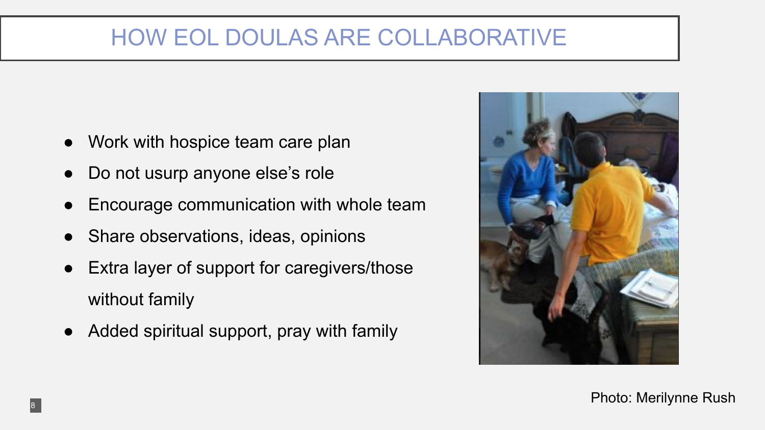# HOW EOL DOULAS ARE COLLABORATIVE

- Work with hospice team care plan
- Do not usurp anyone else's role
- Encourage communication with whole team
- Share observations, ideas, opinions
- Extra layer of support for caregivers/those without family
- Added spiritual support, pray with family

Photo: Merilynne Rush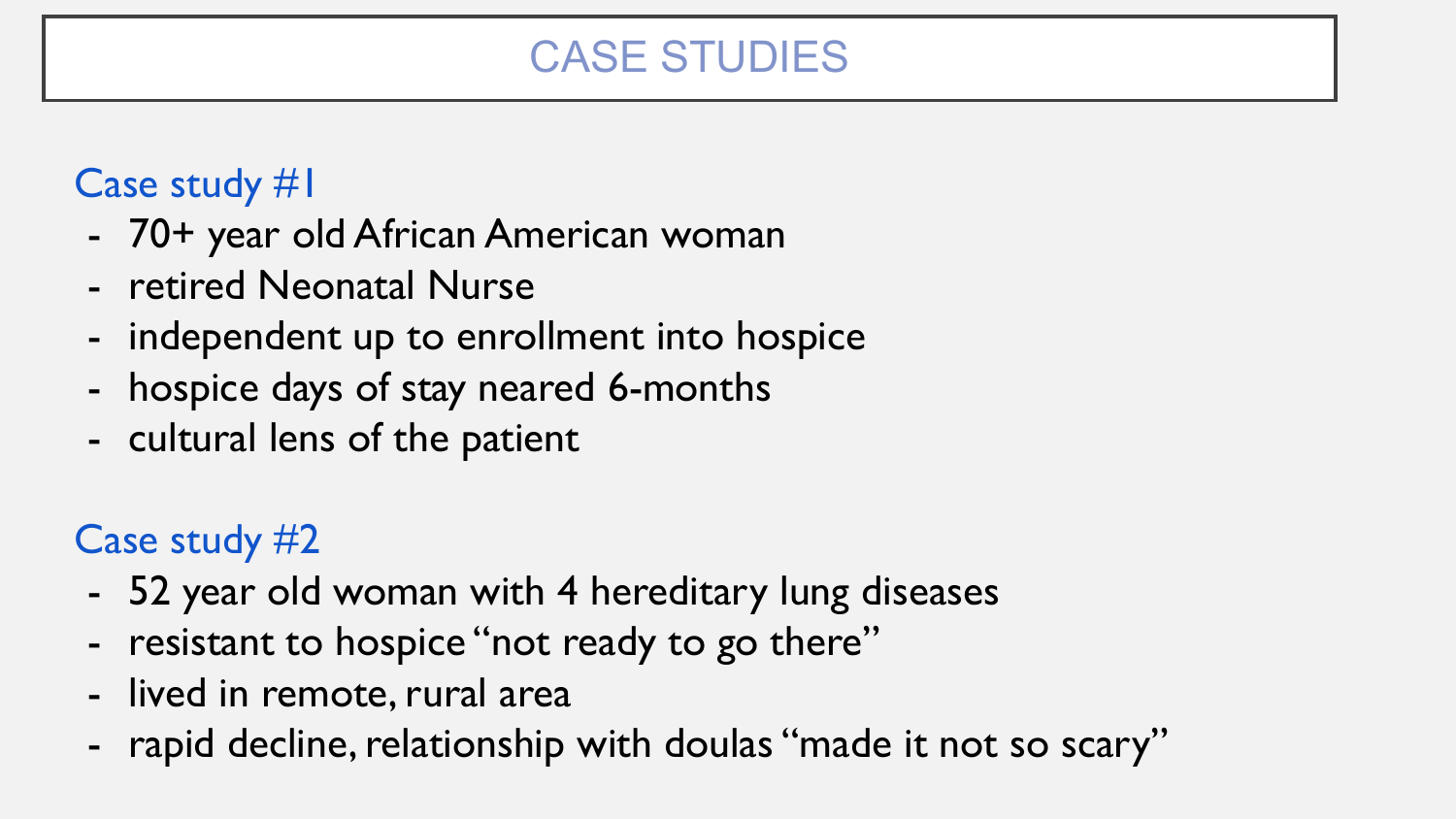# CASE STUDIES

## Case study #1

- 70+ year old African American woman
- retired Neonatal Nurse
- independent up to enrollment into hospice
- hospice days of stay neared 6-months
- cultural lens of the patient

## Case study #2

- 52 year old woman with 4 hereditary lung diseases
- resistant to hospice "not ready to go there"
- lived in remote, rural area
- rapid decline, relationship with doulas "made it not so scary"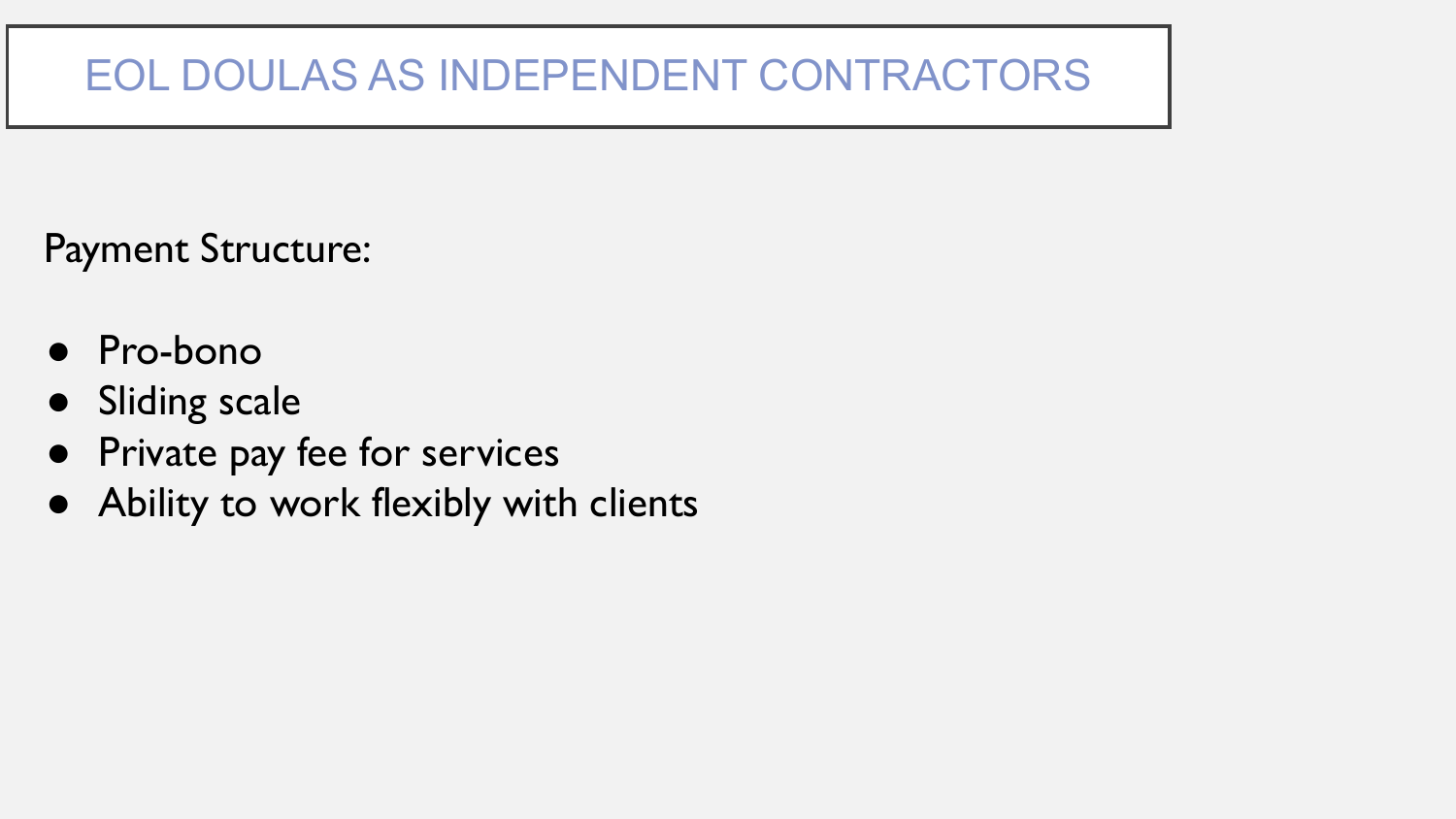# EOL DOULAS AS INDEPENDENT CONTRACTORS

Payment Structure:

- Pro-bono
- Sliding scale
- Private pay fee for services
- Ability to work flexibly with clients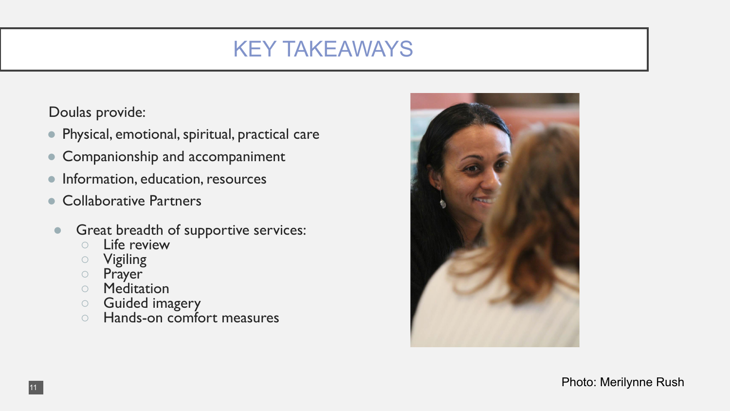# KEY TAKEAWAYS

Doulas provide:

- Physical, emotional, spiritual, practical care
- Companionship and accompaniment
- Information, education, resources
- Collaborative Partners
- Great breadth of supportive services:
  - Life review
  - Vigiling
  - Prayer
  - Meditation
  - Guided imagery
  - Hands-on comfort measures

Photo: Merilynne Rush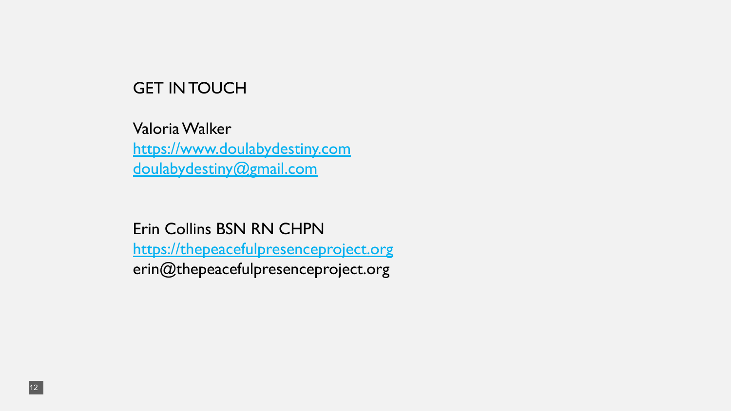## GET IN TOUCH

Valoria Walker
https://www.doulabydestiny.com
doulabydestiny@gmail.com

Erin Collins BSN RN CHPN
https://thepeacefulpresenceproject.org
erin@thepeacefulpresenceproject.org